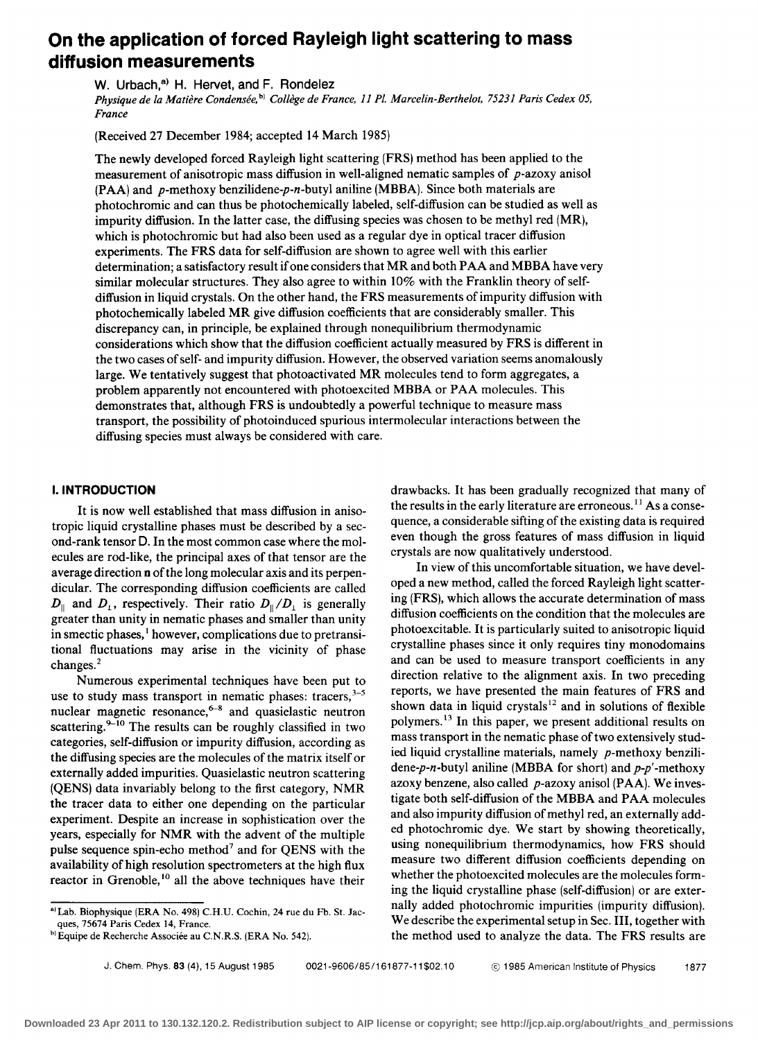# On the application of forced Rayleigh light scattering to mass diffusion measurements

W. Urbach,[a] H. Hervet, and F. Rondelez

*Physique de la Matière Condensée,*[b] *Collège de France, 11 Pl. Marcelin-Berthelot, 75231 Paris Cedex 05, France*

(Received 27 December 1984; accepted 14 March 1985)

The newly developed forced Rayleigh light scattering (FRS) method has been applied to the measurement of anisotropic mass diffusion in well-aligned nematic samples of *p*-azoxy anisol (PAA) and *p*-methoxy benzilidene-*p*-*n*-butyl aniline (MBBA). Since both materials are photochromic and can thus be photochemically labeled, self-diffusion can be studied as well as impurity diffusion. In the latter case, the diffusing species was chosen to be methyl red (MR), which is photochromic but had also been used as a regular dye in optical tracer diffusion experiments. The FRS data for self-diffusion are shown to agree well with this earlier determination; a satisfactory result if one considers that MR and both PAA and MBBA have very similar molecular structures. They also agree to within 10% with the Franklin theory of self-diffusion in liquid crystals. On the other hand, the FRS measurements of impurity diffusion with photochemically labeled MR give diffusion coefficients that are considerably smaller. This discrepancy can, in principle, be explained through nonequilibrium thermodynamic considerations which show that the diffusion coefficient actually measured by FRS is different in the two cases of self- and impurity diffusion. However, the observed variation seems anomalously large. We tentatively suggest that photoactivated MR molecules tend to form aggregates, a problem apparently not encountered with photoexcited MBBA or PAA molecules. This demonstrates that, although FRS is undoubtedly a powerful technique to measure mass transport, the possibility of photoinduced spurious intermolecular interactions between the diffusing species must always be considered with care.

## I. INTRODUCTION

It is now well established that mass diffusion in anisotropic liquid crystalline phases must be described by a second-rank tensor D. In the most common case where the molecules are rod-like, the principal axes of that tensor are the average direction **n** of the long molecular axis and its perpendicular. The corresponding diffusion coefficients are called $D_\parallel$ and $D_\perp$, respectively. Their ratio $D_\parallel/D_\perp$ is generally greater than unity in nematic phases and smaller than unity in smectic phases,[1] however, complications due to pretransitional fluctuations may arise in the vicinity of phase changes.[2]

Numerous experimental techniques have been put to use to study mass transport in nematic phases: tracers,[3-5] nuclear magnetic resonance,[6-8] and quasielastic neutron scattering.[9-10] The results can be roughly classified in two categories, self-diffusion or impurity diffusion, according as the diffusing species are the molecules of the matrix itself or externally added impurities. Quasielastic neutron scattering (QENS) data invariably belong to the first category, NMR the tracer data to either one depending on the particular experiment. Despite an increase in sophistication over the years, especially for NMR with the advent of the multiple pulse sequence spin-echo method[7] and for QENS with the availability of high resolution spectrometers at the high flux reactor in Grenoble,[10] all the above techniques have their drawbacks. It has been gradually recognized that many of the results in the early literature are erroneous.[11] As a consequence, a considerable sifting of the existing data is required even though the gross features of mass diffusion in liquid crystals are now qualitatively understood.

In view of this uncomfortable situation, we have developed a new method, called the forced Rayleigh light scattering (FRS), which allows the accurate determination of mass diffusion coefficients on the condition that the molecules are photoexcitable. It is particularly suited to anisotropic liquid crystalline phases since it only requires tiny monodomains and can be used to measure transport coefficients in any direction relative to the alignment axis. In two preceding reports, we have presented the main features of FRS and shown data in liquid crystals[12] and in solutions of flexible polymers.[13] In this paper, we present additional results on mass transport in the nematic phase of two extensively studied liquid crystalline materials, namely *p*-methoxy benzilidene-*p*-*n*-butyl aniline (MBBA for short) and *p*-*p*'-methoxy azoxy benzene, also called *p*-azoxy anisol (PAA). We investigate both self-diffusion of the MBBA and PAA molecules and also impurity diffusion of methyl red, an externally added photochromic dye. We start by showing theoretically, using nonequilibrium thermodynamics, how FRS should measure two different diffusion coefficients depending on whether the photoexcited molecules are the molecules forming the liquid crystalline phase (self-diffusion) or are externally added photochromic impurities (impurity diffusion). We describe the experimental setup in Sec. III, together with the method used to analyze the data. The FRS results are

---

[a] Lab. Biophysique (ERA No. 498) C.H.U. Cochin, 24 rue du Fb. St. Jacques, 75674 Paris Cedex 14, France.

[b] Equipe de Recherche Associée au C.N.R.S. (ERA No. 542).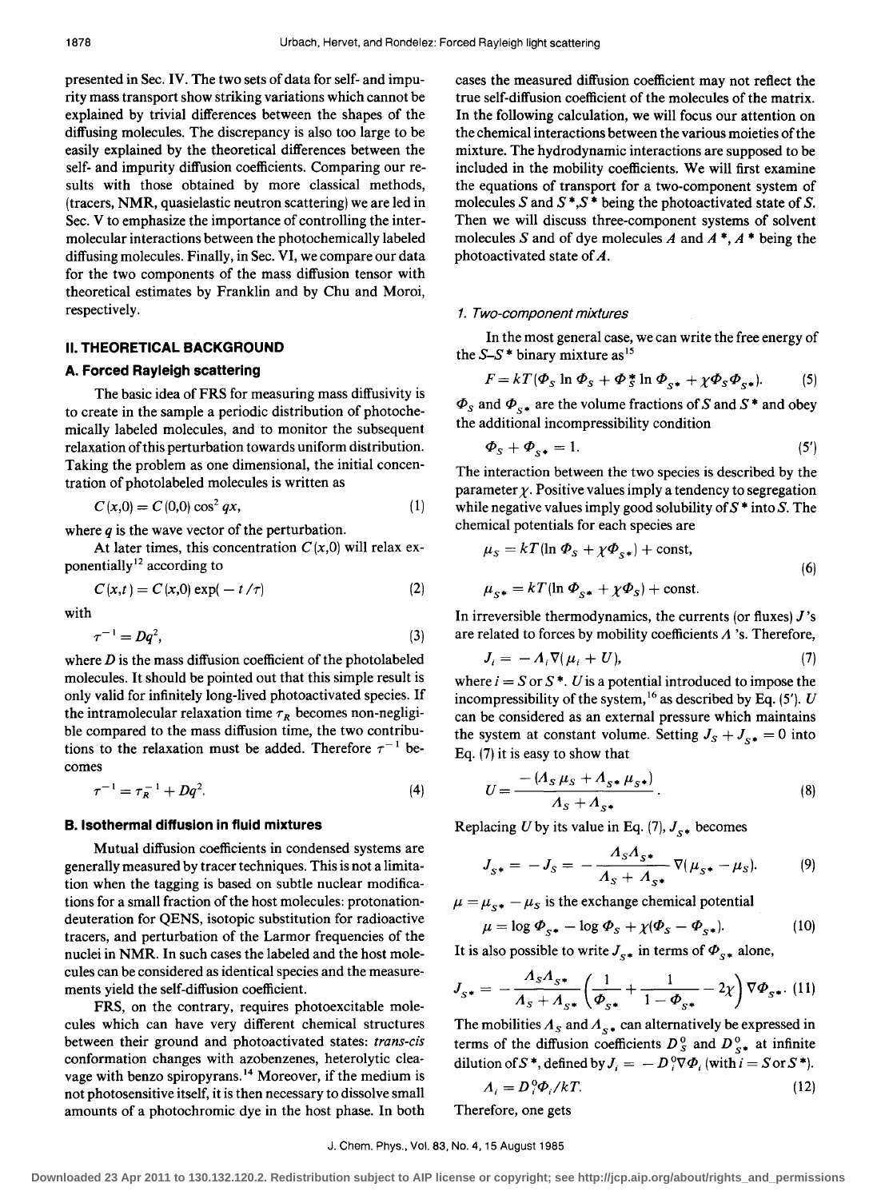presented in Sec. IV. The two sets of data for self- and impurity mass transport show striking variations which cannot be explained by trivial differences between the shapes of the diffusing molecules. The discrepancy is also too large to be easily explained by the theoretical differences between the self- and impurity diffusion coefficients. Comparing our results with those obtained by more classical methods, (tracers, NMR, quasielastic neutron scattering) we are led in Sec. V to emphasize the importance of controlling the intermolecular interactions between the photochemically labeled diffusing molecules. Finally, in Sec. VI, we compare our data for the two components of the mass diffusion tensor with theoretical estimates by Franklin and by Chu and Moroi, respectively.

## II. THEORETICAL BACKGROUND

### A. Forced Rayleigh scattering

The basic idea of FRS for measuring mass diffusivity is to create in the sample a periodic distribution of photochemically labeled molecules, and to monitor the subsequent relaxation of this perturbation towards uniform distribution. Taking the problem as one dimensional, the initial concentration of photolabeled molecules is written as

$$C(x,0) = C(0,0)\cos^2 qx, \tag{1}$$

where $q$ is the wave vector of the perturbation.

At later times, this concentration $C(x,0)$ will relax exponentially[12] according to

$$C(x,t) = C(x,0)\exp(-t/\tau) \tag{2}$$

with

$$\tau^{-1} = Dq^2, \tag{3}$$

where $D$ is the mass diffusion coefficient of the photolabeled molecules. It should be pointed out that this simple result is only valid for infinitely long-lived photoactivated species. If the intramolecular relaxation time $\tau_R$ becomes non-negligible compared to the mass diffusion time, the two contributions to the relaxation must be added. Therefore $\tau^{-1}$ becomes

$$\tau^{-1} = \tau_R^{-1} + Dq^2. \tag{4}$$

### B. Isothermal diffusion in fluid mixtures

Mutual diffusion coefficients in condensed systems are generally measured by tracer techniques. This is not a limitation when the tagging is based on subtle nuclear modifications for a small fraction of the host molecules: protonation-deuteration for QENS, isotopic substitution for radioactive tracers, and perturbation of the Larmor frequencies of the nuclei in NMR. In such cases the labeled and the host molecules can be considered as identical species and the measurements yield the self-diffusion coefficient.

FRS, on the contrary, requires photoexcitable molecules which can have very different chemical structures between their ground and photoactivated states: *trans-cis* conformation changes with azobenzenes, heterolytic cleavage with benzo spiropyrans.[14] Moreover, if the medium is not photosensitive itself, it is then necessary to dissolve small amounts of a photochromic dye in the host phase. In both cases the measured diffusion coefficient may not reflect the true self-diffusion coefficient of the molecules of the matrix. In the following calculation, we will focus our attention on the chemical interactions between the various moieties of the mixture. The hydrodynamic interactions are supposed to be included in the mobility coefficients. We will first examine the equations of transport for a two-component system of molecules $S$ and $S^*$, $S^*$ being the photoactivated state of $S$. Then we will discuss three-component systems of solvent molecules $S$ and of dye molecules $A$ and $A^*$, $A^*$ being the photoactivated state of $A$.

#### *1. Two-component mixtures*

In the most general case, we can write the free energy of the $S$–$S^*$ binary mixture as[15]

$$F = kT(\Phi_S \ln \Phi_S + \Phi_S^* \ln \Phi_{S^*} + \chi\Phi_S\Phi_{S^*}). \tag{5}$$

$\Phi_S$ and $\Phi_{S^*}$ are the volume fractions of $S$ and $S^*$ and obey the additional incompressibility condition

$$\Phi_S + \Phi_{S^*} = 1. \tag{5'}$$

The interaction between the two species is described by the parameter $\chi$. Positive values imply a tendency to segregation while negative values imply good solubility of $S^*$ into $S$. The chemical potentials for each species are

$$\mu_S = kT(\ln \Phi_S + \chi\Phi_{S^*}) + \text{const},$$
$$\mu_{S^*} = kT(\ln \Phi_{S^*} + \chi\Phi_S) + \text{const}. \tag{6}$$

In irreversible thermodynamics, the currents (or fluxes) $J$'s are related to forces by mobility coefficients $\Lambda$'s. Therefore,

$$J_i = -\Lambda_i \nabla(\mu_i + U), \tag{7}$$

where $i = S$ or $S^*$. $U$ is a potential introduced to impose the incompressibility of the system,[16] as described by Eq. (5'). $U$ can be considered as an external pressure which maintains the system at constant volume. Setting $J_S + J_{S^*} = 0$ into Eq. (7) it is easy to show that

$$U = \frac{-(\Lambda_S \mu_S + \Lambda_{S^*}\mu_{S^*})}{\Lambda_S + \Lambda_{S^*}}. \tag{8}$$

Replacing $U$ by its value in Eq. (7), $J_{S^*}$ becomes

$$J_{S^*} = -J_S = -\frac{\Lambda_S \Lambda_{S^*}}{\Lambda_S + \Lambda_{S^*}}\nabla(\mu_{S^*} - \mu_S). \tag{9}$$

$\mu = \mu_{S^*} - \mu_S$ is the exchange chemical potential

$$\mu = \log \Phi_{S^*} - \log \Phi_S + \chi(\Phi_S - \Phi_{S^*}). \tag{10}$$

It is also possible to write $J_{S^*}$ in terms of $\Phi_{S^*}$ alone,

$$J_{S^*} = -\frac{\Lambda_S\Lambda_{S^*}}{\Lambda_S + \Lambda_{S^*}}\left(\frac{1}{\Phi_{S^*}} + \frac{1}{1-\Phi_{S^*}} - 2\chi\right)\nabla\Phi_{S^*}. \tag{11}$$

The mobilities $\Lambda_S$ and $\Lambda_{S^*}$ can alternatively be expressed in terms of the diffusion coefficients $D_S^0$ and $D_{S^*}^0$ at infinite dilution of $S^*$, defined by $J_i = -D_i^0 \nabla\Phi_i$ (with $i = S$ or $S^*$).

$$\Lambda_i = D_i^0 \Phi_i / kT. \tag{12}$$

Therefore, one gets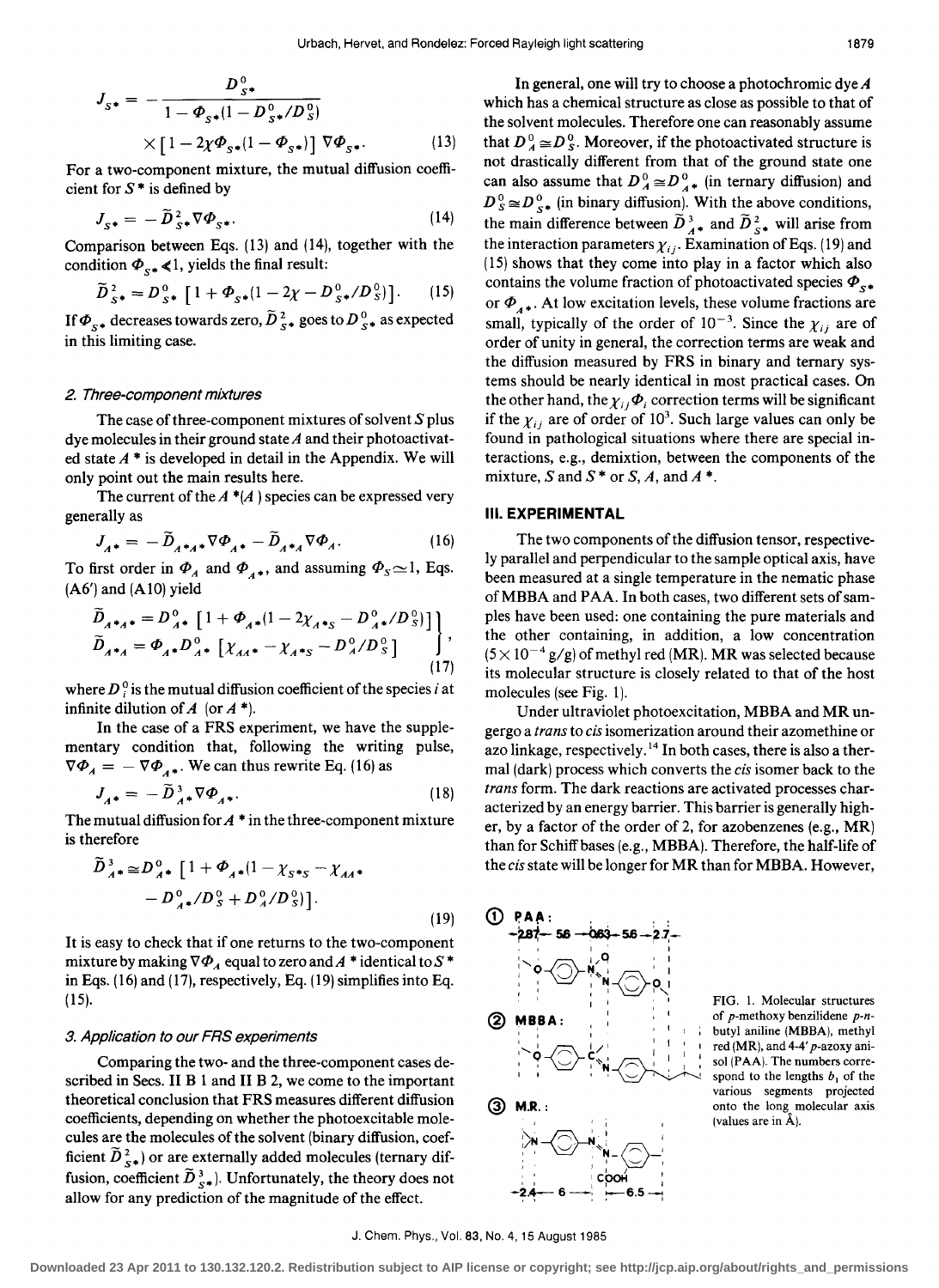$$J_{S^*} = -\frac{D^0_{S^*}}{1 - \Phi_{S^*}(1 - D^0_{S^*}/D^0_S)} \times [1 - 2\chi\Phi_{S^*}(1 - \Phi_{S^*})]\, \nabla\Phi_{S^*}. \tag{13}$$

For a two-component mixture, the mutual diffusion coefficient for $S^*$ is defined by

$$J_{S^*} = -\tilde{D}^2_{S^*}\nabla\Phi_{S^*}. \tag{14}$$

Comparison between Eqs. (13) and (14), together with the condition $\Phi_{S^*} \ll 1$, yields the final result:

$$\tilde{D}^2_{S^*} = D^0_{S^*}\,[1 + \Phi_{S^*}(1 - 2\chi - D^0_{S^*}/D^0_S)]. \tag{15}$$

If $\Phi_{S^*}$ decreases towards zero, $\tilde{D}^2_{S^*}$ goes to $D^0_{S^*}$ as expected in this limiting case.

### 2. Three-component mixtures

The case of three-component mixtures of solvent $S$ plus dye molecules in their ground state $A$ and their photoactivated state $A^*$ is developed in detail in the Appendix. We will only point out the main results here.

The current of the $A^*(A)$ species can be expressed very generally as

$$J_{A^*} = -\tilde{D}_{A^*A^*}\nabla\Phi_{A^*} - \tilde{D}_{A^*A}\nabla\Phi_A. \tag{16}$$

To first order in $\Phi_A$ and $\Phi_{A^*}$, and assuming $\Phi_S \simeq 1$, Eqs. (A6') and (A10) yield

$$\left.\begin{aligned}\tilde{D}_{A^*A^*} &= D^0_{A^*}\,[1 + \Phi_{A^*}(1 - 2\chi_{A^*S} - D^0_{A^*}/D^0_S)]\\ \tilde{D}_{A^*A} &= \Phi_{A^*}D^0_{A^*}\,[\chi_{AA^*} - \chi_{A^*S} - D^0_A/D^0_S]\end{aligned}\right\}, \tag{17}$$

where $D^0_i$ is the mutual diffusion coefficient of the species $i$ at infinite dilution of $A$ (or $A^*$).

In the case of a FRS experiment, we have the supplementary condition that, following the writing pulse, $\nabla\Phi_A = -\nabla\Phi_{A^*}$. We can thus rewrite Eq. (16) as

$$J_{A^*} = -\tilde{D}^3_{A^*}\nabla\Phi_{A^*}. \tag{18}$$

The mutual diffusion for $A^*$ in the three-component mixture is therefore

$$\tilde{D}^3_{A^*} \cong D^0_{A^*}\,[1 + \Phi_{A^*}(1 - \chi_{S^*S} - \chi_{AA^*} - D^0_{A^*}/D^0_S + D^0_A/D^0_S)]. \tag{19}$$

It is easy to check that if one returns to the two-component mixture by making $\nabla\Phi_A$ equal to zero and $A^*$ identical to $S^*$ in Eqs. (16) and (17), respectively, Eq. (19) simplifies into Eq. (15).

### 3. Application to our FRS experiments

Comparing the two- and the three-component cases described in Secs. II B 1 and II B 2, we come to the important theoretical conclusion that FRS measures different diffusion coefficients, depending on whether the photoexcitable molecules are the molecules of the solvent (binary diffusion, coefficient $\tilde{D}^2_{S^*}$) or are externally added molecules (ternary diffusion, coefficient $\tilde{D}^3_{S^*}$). Unfortunately, the theory does not allow for any prediction of the magnitude of the effect.

In general, one will try to choose a photochromic dye $A$ which has a chemical structure as close as possible to that of the solvent molecules. Therefore one can reasonably assume that $D^0_A \cong D^0_S$. Moreover, if the photoactivated structure is not drastically different from that of the ground state one can also assume that $D^0_A \cong D^0_{A^*}$ (in ternary diffusion) and $D^0_S \cong D^0_{S^*}$ (in binary diffusion). With the above conditions, the main difference between $\tilde{D}^3_{A^*}$ and $\tilde{D}^2_{S^*}$ will arise from the interaction parameters $\chi_{ij}$. Examination of Eqs. (19) and (15) shows that they come into play in a factor which also contains the volume fraction of photoactivated species $\Phi_{S^*}$ or $\Phi_{A^*}$. At low excitation levels, these volume fractions are small, typically of the order of $10^{-3}$. Since the $\chi_{ij}$ are of order of unity in general, the correction terms are weak and the diffusion measured by FRS in binary and ternary systems should be nearly identical in most practical cases. On the other hand, the $\chi_{ij}\Phi_i$ correction terms will be significant if the $\chi_{ij}$ are of order of $10^3$. Such large values can only be found in pathological situations where there are special interactions, e.g., demixtion, between the components of the mixture, $S$ and $S^*$ or $S$, $A$, and $A^*$.

## III. EXPERIMENTAL

The two components of the diffusion tensor, respectively parallel and perpendicular to the sample optical axis, have been measured at a single temperature in the nematic phase of MBBA and PAA. In both cases, two different sets of samples have been used: one containing the pure materials and the other containing, in addition, a low concentration ($5 \times 10^{-4}$ g/g) of methyl red (MR). MR was selected because its molecular structure is closely related to that of the host molecules (see Fig. 1).

Under ultraviolet photoexcitation, MBBA and MR undergo a *trans* to *cis* isomerization around their azomethine or azo linkage, respectively.[14] In both cases, there is also a thermal (dark) process which converts the *cis* isomer back to the *trans* form. The dark reactions are activated processes characterized by an energy barrier. This barrier is generally higher, by a factor of the order of 2, for azobenzenes (e.g., MR) than for Schiff bases (e.g., MBBA). Therefore, the half-life of the *cis* state will be longer for MR than for MBBA. However,

FIG. 1. Molecular structures of *p*-methoxy benzilidene *p*-*n*-butyl aniline (MBBA), methyl red (MR), and 4-4' *p*-azoxy anisol (PAA). The numbers correspond to the lengths $b_i$ of the various segments projected onto the long molecular axis (values are in Å).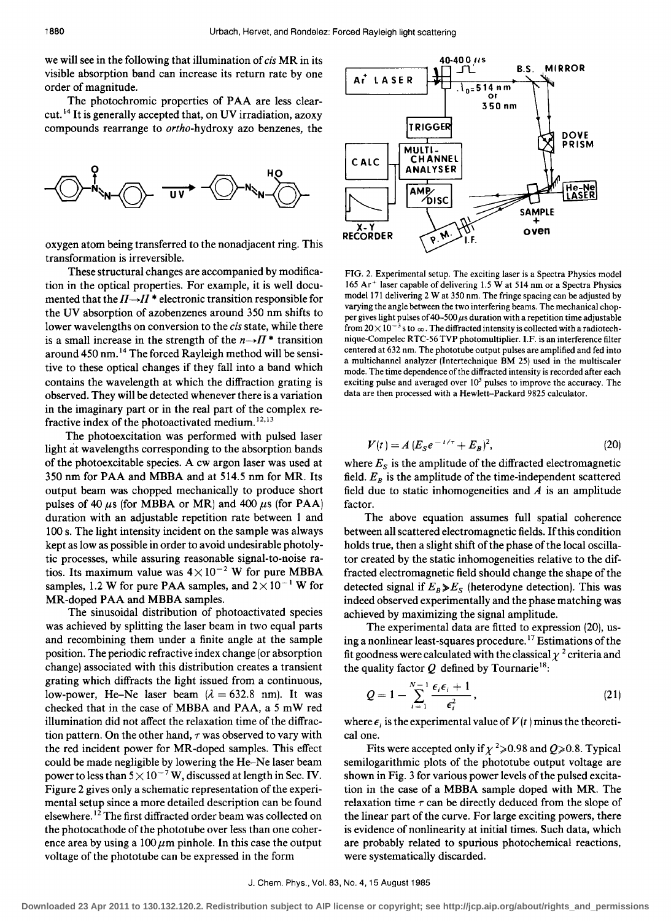we will see in the following that illumination of *cis* MR in its visible absorption band can increase its return rate by one order of magnitude.

The photochromic properties of PAA are less clear-cut.[14] It is generally accepted that, on UV irradiation, azoxy compounds rearrange to *ortho*-hydroxy azo benzenes, the

oxygen atom being transferred to the nonadjacent ring. This transformation is irreversible.

These structural changes are accompanied by modification in the optical properties. For example, it is well documented that the $\Pi \rightarrow \Pi^*$ electronic transition responsible for the UV absorption of azobenzenes around 350 nm shifts to lower wavelengths on conversion to the *cis* state, while there is a small increase in the strength of the $n \rightarrow \Pi^*$ transition around 450 nm.[14] The forced Rayleigh method will be sensitive to these optical changes if they fall into a band which contains the wavelength at which the diffraction grating is observed. They will be detected whenever there is a variation in the imaginary part or in the real part of the complex refractive index of the photoactivated medium.[12,13]

The photoexcitation was performed with pulsed laser light at wavelengths corresponding to the absorption bands of the photoexcitable species. A cw argon laser was used at 350 nm for PAA and MBBA and at 514.5 nm for MR. Its output beam was chopped mechanically to produce short pulses of 40 $\mu$s (for MBBA or MR) and 400 $\mu$s (for PAA) duration with an adjustable repetition rate between 1 and 100 s. The light intensity incident on the sample was always kept as low as possible in order to avoid undesirable photolytic processes, while assuring reasonable signal-to-noise ratios. Its maximum value was $4 \times 10^{-2}$ W for pure MBBA samples, 1.2 W for pure PAA samples, and $2 \times 10^{-1}$ W for MR-doped PAA and MBBA samples.

The sinusoidal distribution of photoactivated species was achieved by splitting the laser beam in two equal parts and recombining them under a finite angle at the sample position. The periodic refractive index change (or absorption change) associated with this distribution creates a transient grating which diffracts the light issued from a continuous, low-power, He–Ne laser beam ($\lambda = 632.8$ nm). It was checked that in the case of MBBA and PAA, a 5 mW red illumination did not affect the relaxation time of the diffraction pattern. On the other hand, $\tau$ was observed to vary with the red incident power for MR-doped samples. This effect could be made negligible by lowering the He–Ne laser beam power to less than $5 \times 10^{-7}$ W, discussed at length in Sec. IV. Figure 2 gives only a schematic representation of the experimental setup since a more detailed description can be found elsewhere.[12] The first diffracted order beam was collected on the photocathode of the phototube over less than one coherence area by using a 100 $\mu$m pinhole. In this case the output voltage of the phototube can be expressed in the form

FIG. 2. Experimental setup. The exciting laser is a Spectra Physics model 165 $Ar^+$ laser capable of delivering 1.5 W at 514 nm or a Spectra Physics model 171 delivering 2 W at 350 nm. The fringe spacing can be adjusted by varying the angle between the two interfering beams. The mechanical chopper gives light pulses of 40–500 $\mu$s duration with a repetition time adjustable from $20 \times 10^{-3}$ s to $\infty$. The diffracted intensity is collected with a radiotechnique-Compelec RTC-56 TVP photomultiplier. I.F. is an interference filter centered at 632 nm. The phototube output pulses are amplified and fed into a multichannel analyzer (Intertechnique BM 25) used in the multiscaler mode. The time dependence of the diffracted intensity is recorded after each exciting pulse and averaged over $10^3$ pulses to improve the accuracy. The data are then processed with a Hewlett–Packard 9825 calculator.

$$V(t) = A\,(E_S e^{-t/\tau} + E_B)^2, \tag{20}$$

where $E_S$ is the amplitude of the diffracted electromagnetic field. $E_B$ is the amplitude of the time-independent scattered field due to static inhomogeneities and $A$ is an amplitude factor.

The above equation assumes full spatial coherence between all scattered electromagnetic fields. If this condition holds true, then a slight shift of the phase of the local oscillator created by the static inhomogeneities relative to the diffracted electromagnetic field should change the shape of the detected signal if $E_B \gg E_S$ (heterodyne detection). This was indeed observed experimentally and the phase matching was achieved by maximizing the signal amplitude.

The experimental data are fitted to expression (20), using a nonlinear least-squares procedure.[17] Estimations of the fit goodness were calculated with the classical $\chi^2$ criteria and the quality factor $Q$ defined by Tournarie[18]:

$$Q = 1 - \sum_{i=1}^{N-1} \frac{\epsilon_i \epsilon_i + 1}{\epsilon_i^2}, \tag{21}$$

where $\epsilon_i$ is the experimental value of $V(t)$ minus the theoretical one.

Fits were accepted only if $\chi^2 \geqslant 0.98$ and $Q \geqslant 0.8$. Typical semilogarithmic plots of the phototube output voltage are shown in Fig. 3 for various power levels of the pulsed excitation in the case of a MBBA sample doped with MR. The relaxation time $\tau$ can be directly deduced from the slope of the linear part of the curve. For large exciting powers, there is evidence of nonlinearity at initial times. Such data, which are probably related to spurious photochemical reactions, were systematically discarded.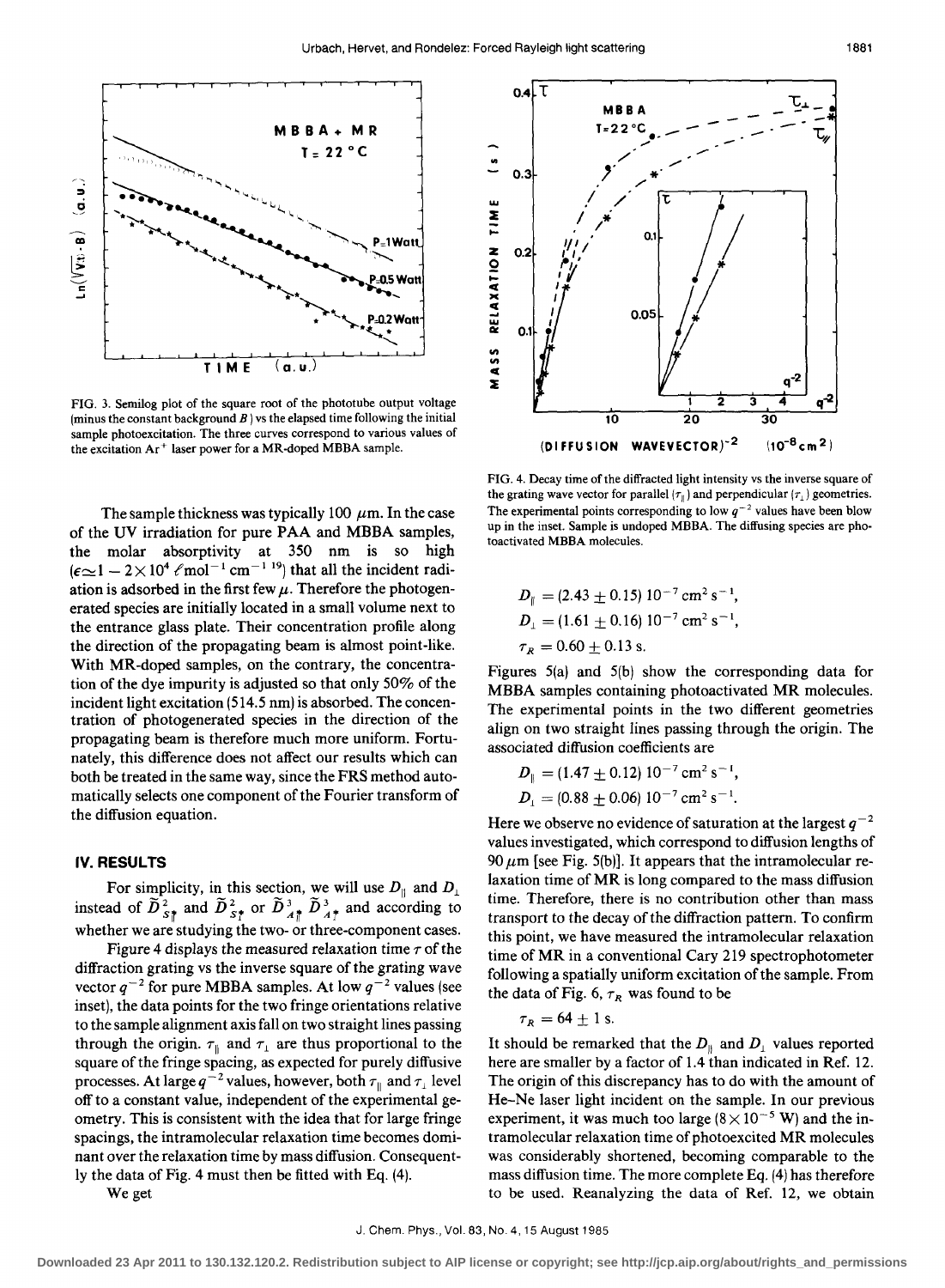FIG. 3. Semilog plot of the square root of the phototube output voltage (minus the constant background $B$) vs the elapsed time following the initial sample photoexcitation. The three curves correspond to various values of the excitation $Ar^+$ laser power for a MR-doped MBBA sample.

The sample thickness was typically 100 $\mu$m. In the case of the UV irradiation for pure PAA and MBBA samples, the molar absorptivity at 350 nm is so high ($\epsilon \simeq 1 - 2 \times 10^4$ $\ell$mol$^{-1}$ cm$^{-1}$ [19]) that all the incident radiation is adsorbed in the first few $\mu$. Therefore the photogenerated species are initially located in a small volume next to the entrance glass plate. Their concentration profile along the direction of the propagating beam is almost point-like. With MR-doped samples, on the contrary, the concentration of the dye impurity is adjusted so that only 50% of the incident light excitation (514.5 nm) is absorbed. The concentration of photogenerated species in the direction of the propagating beam is therefore much more uniform. Fortunately, this difference does not affect our results which can both be treated in the same way, since the FRS method automatically selects one component of the Fourier transform of the diffusion equation.

## IV. RESULTS

For simplicity, in this section, we will use $D_\parallel$ and $D_\perp$ instead of $\tilde{D}^2_{S\parallel}$ and $\tilde{D}^2_{S\perp}$ or $\tilde{D}^3_{A\parallel}$ $\tilde{D}^3_{A\perp}$ and according to whether we are studying the two- or three-component cases.

Figure 4 displays the measured relaxation time $\tau$ of the diffraction grating vs the inverse square of the grating wave vector $q^{-2}$ for pure MBBA samples. At low $q^{-2}$ values (see inset), the data points for the two fringe orientations relative to the sample alignment axis fall on two straight lines passing through the origin. $\tau_\parallel$ and $\tau_\perp$ are thus proportional to the square of the fringe spacing, as expected for purely diffusive processes. At large $q^{-2}$ values, however, both $\tau_\parallel$ and $\tau_\perp$ level off to a constant value, independent of the experimental geometry. This is consistent with the idea that for large fringe spacings, the intramolecular relaxation time becomes dominant over the relaxation time by mass diffusion. Consequently the data of Fig. 4 must then be fitted with Eq. (4).

We get

FIG. 4. Decay time of the diffracted light intensity vs the inverse square of the grating wave vector for parallel ($\tau_\parallel$) and perpendicular ($\tau_\perp$) geometries. The experimental points corresponding to low $q^{-2}$ values have been blow up in the inset. Sample is undoped MBBA. The diffusing species are photoactivated MBBA molecules.

$$D_\parallel = (2.43 \pm 0.15)\ 10^{-7}\ \text{cm}^2\ \text{s}^{-1},$$
$$D_\perp = (1.61 \pm 0.16)\ 10^{-7}\ \text{cm}^2\ \text{s}^{-1},$$
$$\tau_R = 0.60 \pm 0.13\ \text{s}.$$

Figures 5(a) and 5(b) show the corresponding data for MBBA samples containing photoactivated MR molecules. The experimental points in the two different geometries align on two straight lines passing through the origin. The associated diffusion coefficients are

$$D_\parallel = (1.47 \pm 0.12)\ 10^{-7}\ \text{cm}^2\ \text{s}^{-1},$$
$$D_\perp = (0.88 \pm 0.06)\ 10^{-7}\ \text{cm}^2\ \text{s}^{-1}.$$

Here we observe no evidence of saturation at the largest $q^{-2}$ values investigated, which correspond to diffusion lengths of 90 $\mu$m [see Fig. 5(b)]. It appears that the intramolecular relaxation time of MR is long compared to the mass diffusion time. Therefore, there is no contribution other than mass transport to the decay of the diffraction pattern. To confirm this point, we have measured the intramolecular relaxation time of MR in a conventional Cary 219 spectrophotometer following a spatially uniform excitation of the sample. From the data of Fig. 6, $\tau_R$ was found to be

$$\tau_R = 64 \pm 1\ \text{s}.$$

It should be remarked that the $D_\parallel$ and $D_\perp$ values reported here are smaller by a factor of 1.4 than indicated in Ref. 12. The origin of this discrepancy has to do with the amount of He–Ne laser light incident on the sample. In our previous experiment, it was much too large ($8 \times 10^{-5}$ W) and the intramolecular relaxation time of photoexcited MR molecules was considerably shortened, becoming comparable to the mass diffusion time. The more complete Eq. (4) has therefore to be used. Reanalyzing the data of Ref. 12, we obtain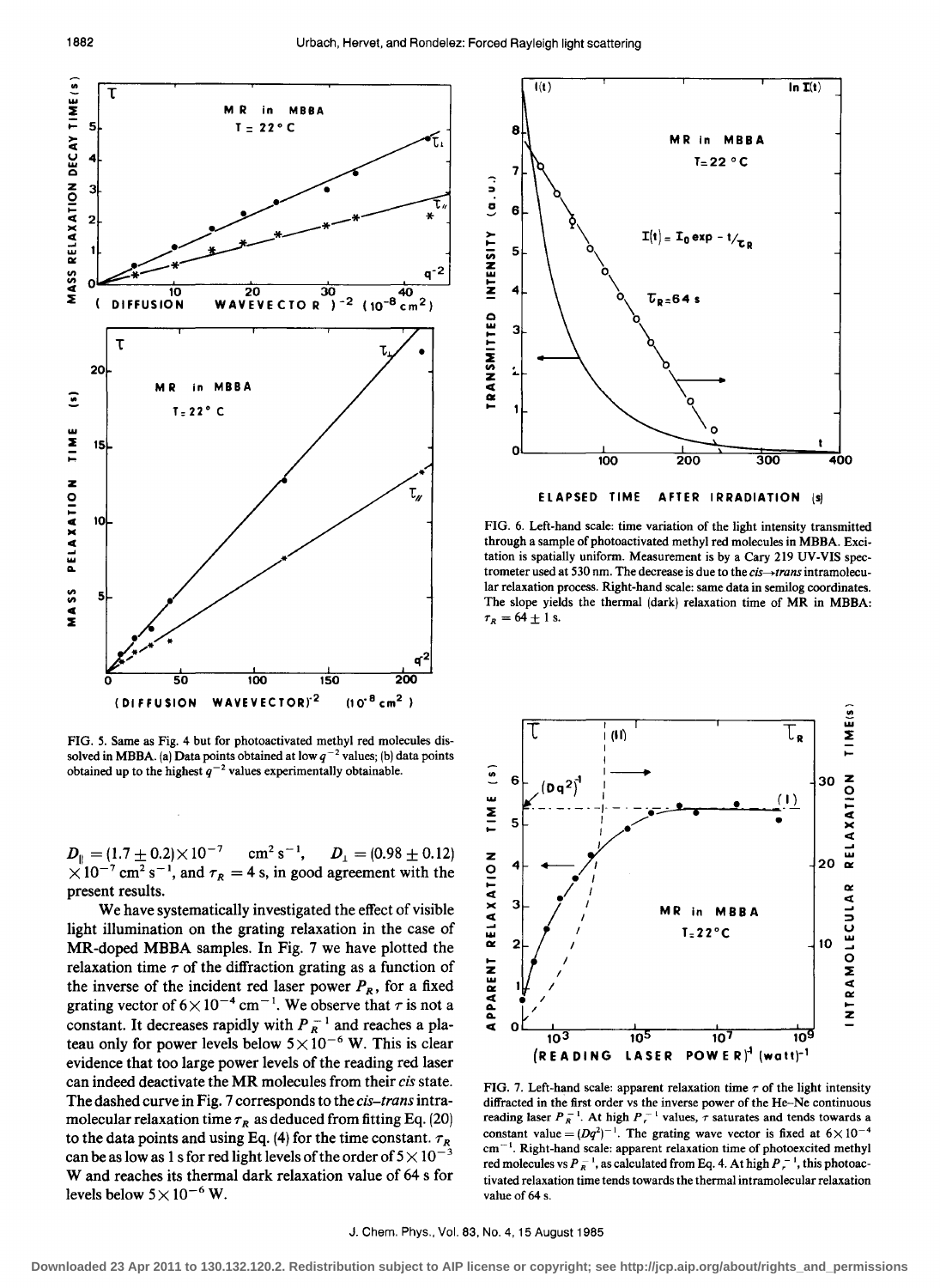FIG. 5. Same as Fig. 4 but for photoactivated methyl red molecules dissolved in MBBA. (a) Data points obtained at low $q^{-2}$ values; (b) data points obtained up to the highest $q^{-2}$ values experimentally obtainable.

FIG. 6. Left-hand scale: time variation of the light intensity transmitted through a sample of photoactivated methyl red molecules in MBBA. Excitation is spatially uniform. Measurement is by a Cary 219 UV-VIS spectrometer used at 530 nm. The decrease is due to the *cis*→*trans* intramolecular relaxation process. Right-hand scale: same data in semilog coordinates. The slope yields the thermal (dark) relaxation time of MR in MBBA: $\tau_R = 64 \pm 1$ s.

$D_\parallel = (1.7 \pm 0.2) \times 10^{-7}$ $\text{cm}^2\,\text{s}^{-1}$, $D_\perp = (0.98 \pm 0.12) \times 10^{-7}$ $\text{cm}^2\,\text{s}^{-1}$, and $\tau_R = 4$ s, in good agreement with the present results.

We have systematically investigated the effect of visible light illumination on the grating relaxation in the case of MR-doped MBBA samples. In Fig. 7 we have plotted the relaxation time $\tau$ of the diffraction grating as a function of the inverse of the incident red laser power $P_R$, for a fixed grating vector of $6 \times 10^{-4}$ $\text{cm}^{-1}$. We observe that $\tau$ is not a constant. It decreases rapidly with $P_R^{-1}$ and reaches a plateau only for power levels below $5 \times 10^{-6}$ W. This is clear evidence that too large power levels of the reading red laser can indeed deactivate the MR molecules from their *cis* state. The dashed curve in Fig. 7 corresponds to the *cis–trans* intramolecular relaxation time $\tau_R$ as deduced from fitting Eq. (20) to the data points and using Eq. (4) for the time constant. $\tau_R$ can be as low as 1 s for red light levels of the order of $5 \times 10^{-3}$ W and reaches its thermal dark relaxation value of 64 s for levels below $5 \times 10^{-6}$ W.

FIG. 7. Left-hand scale: apparent relaxation time $\tau$ of the light intensity diffracted in the first order vs the inverse power of the He–Ne continuous reading laser $P_R^{-1}$. At high $P_r^{-1}$ values, $\tau$ saturates and tends towards a constant value $= (Dq^2)^{-1}$. The grating wave vector is fixed at $6 \times 10^{-4}$ $\text{cm}^{-1}$. Right-hand scale: apparent relaxation time of photoexcited methyl red molecules vs $P_R^{-1}$, as calculated from Eq. 4. At high $P_r^{-1}$, this photoactivated relaxation time tends towards the thermal intramolecular relaxation value of 64 s.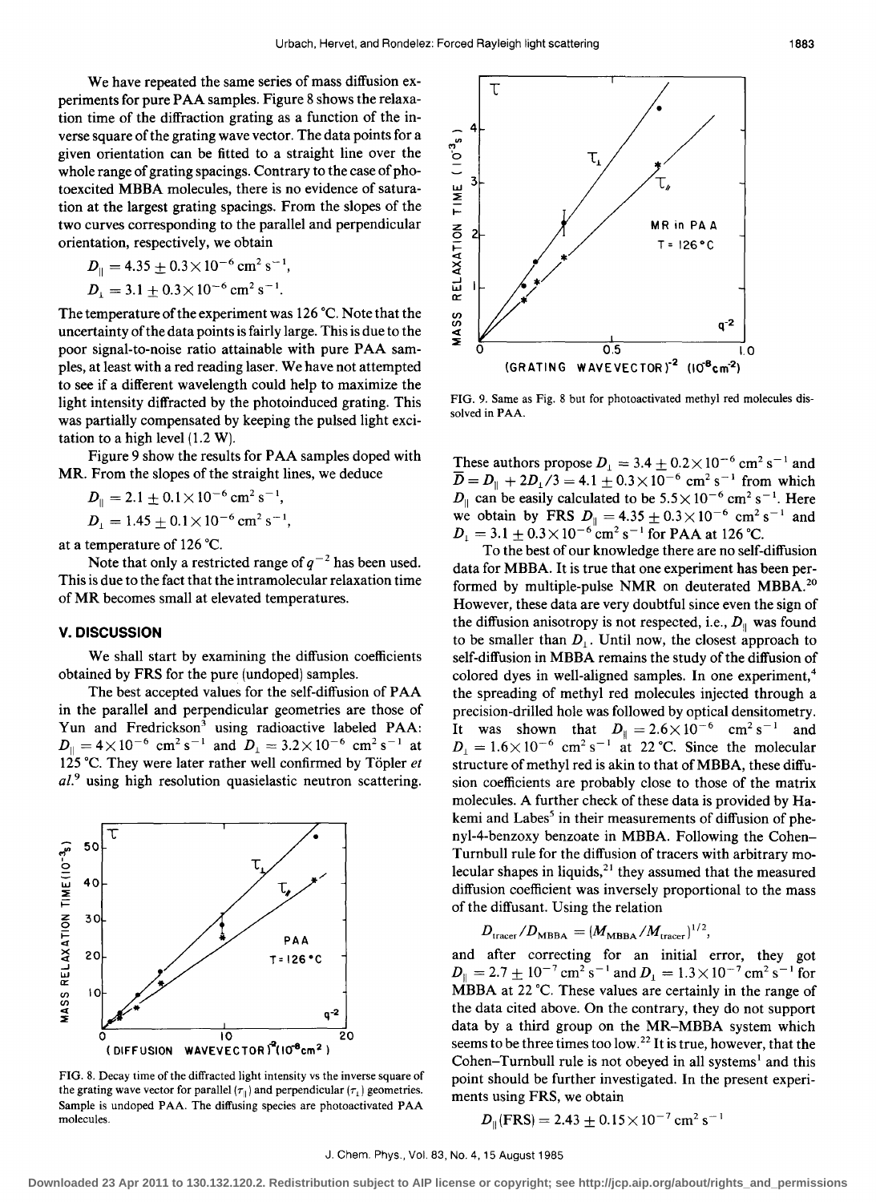We have repeated the same series of mass diffusion experiments for pure PAA samples. Figure 8 shows the relaxation time of the diffraction grating as a function of the inverse square of the grating wave vector. The data points for a given orientation can be fitted to a straight line over the whole range of grating spacings. Contrary to the case of photoexcited MBBA molecules, there is no evidence of saturation at the largest grating spacings. From the slopes of the two curves corresponding to the parallel and perpendicular orientation, respectively, we obtain

$$D_{\parallel} = 4.35 \pm 0.3 \times 10^{-6}\ \text{cm}^2\ \text{s}^{-1},$$

$$D_{\perp} = 3.1 \pm 0.3 \times 10^{-6}\ \text{cm}^2\ \text{s}^{-1}.$$

The temperature of the experiment was 126 °C. Note that the uncertainty of the data points is fairly large. This is due to the poor signal-to-noise ratio attainable with pure PAA samples, at least with a red reading laser. We have not attempted to see if a different wavelength could help to maximize the light intensity diffracted by the photoinduced grating. This was partially compensated by keeping the pulsed light excitation to a high level (1.2 W).

Figure 9 show the results for PAA samples doped with MR. From the slopes of the straight lines, we deduce

$$D_{\parallel} = 2.1 \pm 0.1 \times 10^{-6}\ \text{cm}^2\ \text{s}^{-1},$$

$$D_{\perp} = 1.45 \pm 0.1 \times 10^{-6}\ \text{cm}^2\ \text{s}^{-1},$$

at a temperature of 126 °C.

Note that only a restricted range of $q^{-2}$ has been used. This is due to the fact that the intramolecular relaxation time of MR becomes small at elevated temperatures.

## V. DISCUSSION

We shall start by examining the diffusion coefficients obtained by FRS for the pure (undoped) samples.

The best accepted values for the self-diffusion of PAA in the parallel and perpendicular geometries are those of Yun and Fredrickson[3] using radioactive labeled PAA: $D_{\parallel} = 4 \times 10^{-6}$ cm$^2$ s$^{-1}$ and $D_{\perp} = 3.2 \times 10^{-6}$ cm$^2$ s$^{-1}$ at 125 °C. They were later rather well confirmed by Töpler *et al.*[9] using high resolution quasielastic neutron scattering.

FIG. 8. Decay time of the diffracted light intensity vs the inverse square of the grating wave vector for parallel ($\tau_{\parallel}$) and perpendicular ($\tau_{\perp}$) geometries. Sample is undoped PAA. The diffusing species are photoactivated PAA molecules.

FIG. 9. Same as Fig. 8 but for photoactivated methyl red molecules dissolved in PAA.

These authors propose $D_{\perp} = 3.4 \pm 0.2 \times 10^{-6}$ cm$^2$ s$^{-1}$ and $\overline{D} = D_{\parallel} + 2D_{\perp}/3 = 4.1 \pm 0.3 \times 10^{-6}$ cm$^2$ s$^{-1}$ from which $D_{\parallel}$ can be easily calculated to be $5.5 \times 10^{-6}$ cm$^2$ s$^{-1}$. Here we obtain by FRS $D_{\parallel} = 4.35 \pm 0.3 \times 10^{-6}$ cm$^2$ s$^{-1}$ and $D_{\perp} = 3.1 \pm 0.3 \times 10^{-6}$ cm$^2$ s$^{-1}$ for PAA at 126 °C.

To the best of our knowledge there are no self-diffusion data for MBBA. It is true that one experiment has been performed by multiple-pulse NMR on deuterated MBBA.[20] However, these data are very doubtful since even the sign of the diffusion anisotropy is not respected, i.e., $D_{\parallel}$ was found to be smaller than $D_{\perp}$. Until now, the closest approach to self-diffusion in MBBA remains the study of the diffusion of colored dyes in well-aligned samples. In one experiment,[4] the spreading of methyl red molecules injected through a precision-drilled hole was followed by optical densitometry. It was shown that $D_{\parallel} = 2.6 \times 10^{-6}$ cm$^2$ s$^{-1}$ and $D_{\perp} = 1.6 \times 10^{-6}$ cm$^2$ s$^{-1}$ at 22 °C. Since the molecular structure of methyl red is akin to that of MBBA, these diffusion coefficients are probably close to those of the matrix molecules. A further check of these data is provided by Hakemi and Labes[5] in their measurements of diffusion of phenyl-4-benzoxy benzoate in MBBA. Following the Cohen–Turnbull rule for the diffusion of tracers with arbitrary molecular shapes in liquids,[21] they assumed that the measured diffusion coefficient was inversely proportional to the mass of the diffusant. Using the relation

$$D_{\text{tracer}}/D_{\text{MBBA}} = (M_{\text{MBBA}}/M_{\text{tracer}})^{1/2},$$

and after correcting for an initial error, they got $D_{\parallel} = 2.7 \pm 10^{-7}$ cm$^2$ s$^{-1}$ and $D_{\perp} = 1.3 \times 10^{-7}$ cm$^2$ s$^{-1}$ for MBBA at 22 °C. These values are certainly in the range of the data cited above. On the contrary, they do not support data by a third group on the MR–MBBA system which seems to be three times too low.[22] It is true, however, that the Cohen–Turnbull rule is not obeyed in all systems[1] and this point should be further investigated. In the present experiments using FRS, we obtain

$$D_{\parallel}(\text{FRS}) = 2.43 \pm 0.15 \times 10^{-7}\ \text{cm}^2\ \text{s}^{-1}$$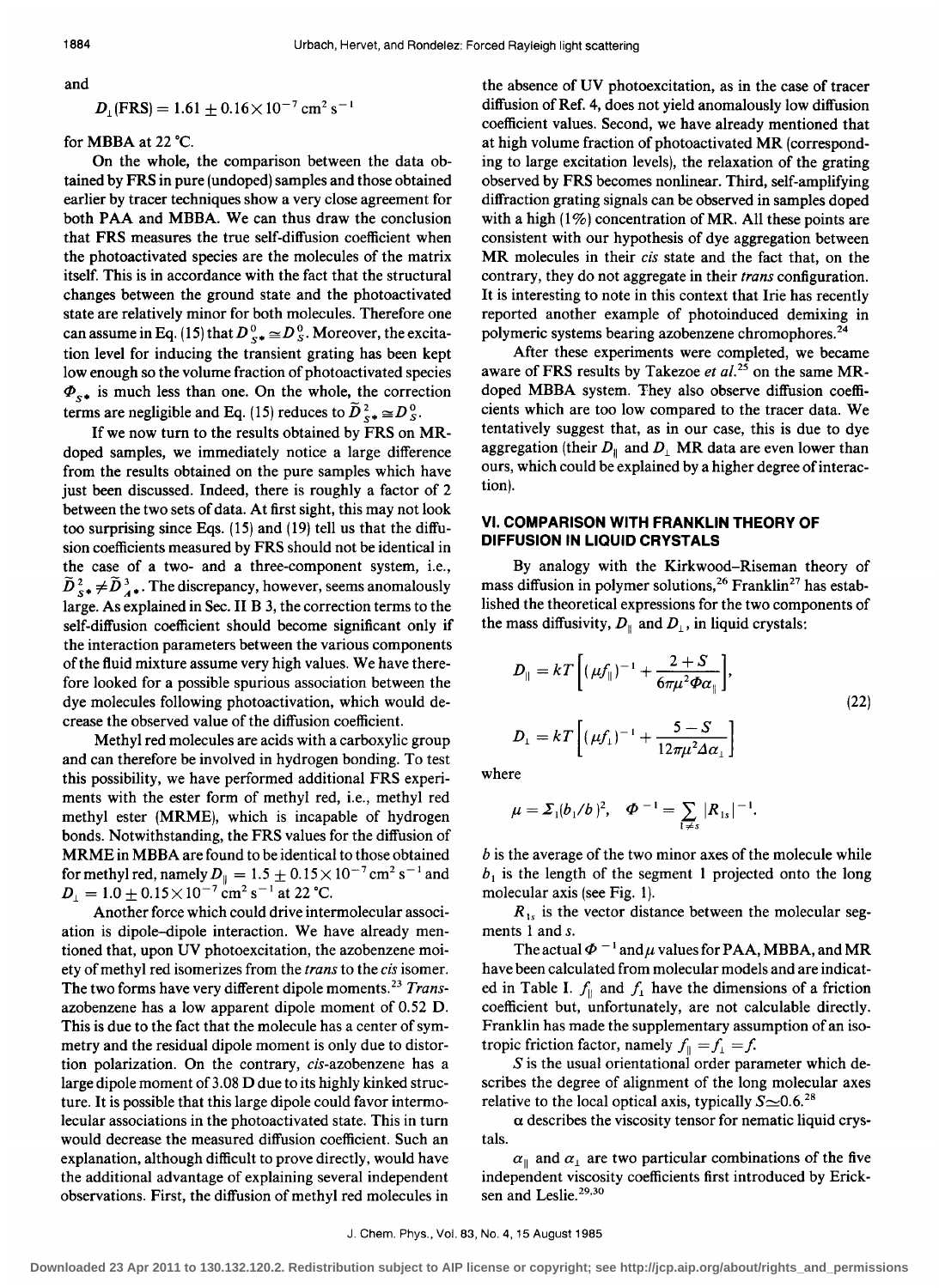and

$$D_\perp(\text{FRS}) = 1.61 \pm 0.16 \times 10^{-7}\ \text{cm}^2\,\text{s}^{-1}$$

for MBBA at 22 °C.

On the whole, the comparison between the data obtained by FRS in pure (undoped) samples and those obtained earlier by tracer techniques show a very close agreement for both PAA and MBBA. We can thus draw the conclusion that FRS measures the true self-diffusion coefficient when the photoactivated species are the molecules of the matrix itself. This is in accordance with the fact that the structural changes between the ground state and the photoactivated state are relatively minor for both molecules. Therefore one can assume in Eq. (15) that $D^0_{S*} \simeq D^0_S$. Moreover, the excitation level for inducing the transient grating has been kept low enough so the volume fraction of photoactivated species $\Phi_{S*}$ is much less than one. On the whole, the correction terms are negligible and Eq. (15) reduces to $\tilde{D}^2_{S*} \cong D^0_S$.

If we now turn to the results obtained by FRS on MR-doped samples, we immediately notice a large difference from the results obtained on the pure samples which have just been discussed. Indeed, there is roughly a factor of 2 between the two sets of data. At first sight, this may not look too surprising since Eqs. (15) and (19) tell us that the diffusion coefficients measured by FRS should not be identical in the case of a two- and a three-component system, i.e., $\tilde{D}^2_{S*} \neq \tilde{D}^3_{A*}$. The discrepancy, however, seems anomalously large. As explained in Sec. II B 3, the correction terms to the self-diffusion coefficient should become significant only if the interaction parameters between the various components of the fluid mixture assume very high values. We have therefore looked for a possible spurious association between the dye molecules following photoactivation, which would decrease the observed value of the diffusion coefficient.

Methyl red molecules are acids with a carboxylic group and can therefore be involved in hydrogen bonding. To test this possibility, we have performed additional FRS experiments with the ester form of methyl red, i.e., methyl red methyl ester (MRME), which is incapable of hydrogen bonds. Notwithstanding, the FRS values for the diffusion of MRME in MBBA are found to be identical to those obtained for methyl red, namely $D_\parallel = 1.5 \pm 0.15 \times 10^{-7}\ \text{cm}^2\,\text{s}^{-1}$ and $D_\perp = 1.0 \pm 0.15 \times 10^{-7}\ \text{cm}^2\,\text{s}^{-1}$ at 22 °C.

Another force which could drive intermolecular association is dipole–dipole interaction. We have already mentioned that, upon UV photoexcitation, the azobenzene moiety of methyl red isomerizes from the *trans* to the *cis* isomer. The two forms have very different dipole moments.[23] *Trans*-azobenzene has a low apparent dipole moment of 0.52 D. This is due to the fact that the molecule has a center of symmetry and the residual dipole moment is only due to distortion polarization. On the contrary, *cis*-azobenzene has a large dipole moment of 3.08 D due to its highly kinked structure. It is possible that this large dipole could favor intermolecular associations in the photoactivated state. This in turn would decrease the measured diffusion coefficient. Such an explanation, although difficult to prove directly, would have the additional advantage of explaining several independent observations. First, the diffusion of methyl red molecules in the absence of UV photoexcitation, as in the case of tracer diffusion of Ref. 4, does not yield anomalously low diffusion coefficient values. Second, we have already mentioned that at high volume fraction of photoactivated MR (corresponding to large excitation levels), the relaxation of the grating observed by FRS becomes nonlinear. Third, self-amplifying diffraction grating signals can be observed in samples doped with a high (1%) concentration of MR. All these points are consistent with our hypothesis of dye aggregation between MR molecules in their *cis* state and the fact that, on the contrary, they do not aggregate in their *trans* configuration. It is interesting to note in this context that Irie has recently reported another example of photoinduced demixing in polymeric systems bearing azobenzene chromophores.[24]

After these experiments were completed, we became aware of FRS results by Takezoe *et al.*[25] on the same MR-doped MBBA system. They also observe diffusion coefficients which are too low compared to the tracer data. We tentatively suggest that, as in our case, this is due to dye aggregation (their $D_\parallel$ and $D_\perp$ MR data are even lower than ours, which could be explained by a higher degree of interaction).

## VI. COMPARISON WITH FRANKLIN THEORY OF DIFFUSION IN LIQUID CRYSTALS

By analogy with the Kirkwood–Riseman theory of mass diffusion in polymer solutions,[26] Franklin[27] has established the theoretical expressions for the two components of the mass diffusivity, $D_\parallel$ and $D_\perp$, in liquid crystals:

$$D_\parallel = kT\left[(\mu f_\parallel)^{-1} + \frac{2+S}{6\pi\mu^2\Phi\alpha_\parallel}\right],$$
$$D_\perp = kT\left[(\mu f_\perp)^{-1} + \frac{5-S}{12\pi\mu^2\Delta\alpha_\perp}\right] \tag{22}$$

where

$$\mu = \Sigma_1 (b_1/b)^2, \quad \Phi^{-1} = \sum_{1\neq s} |R_{1s}|^{-1}.$$

$b$ is the average of the two minor axes of the molecule while $b_1$ is the length of the segment 1 projected onto the long molecular axis (see Fig. 1).

$R_{1s}$ is the vector distance between the molecular segments 1 and $s$.

The actual $\Phi^{-1}$ and $\mu$ values for PAA, MBBA, and MR have been calculated from molecular models and are indicated in Table I. $f_\parallel$ and $f_\perp$ have the dimensions of a friction coefficient but, unfortunately, are not calculable directly. Franklin has made the supplementary assumption of an isotropic friction factor, namely $f_\parallel = f_\perp = f$.

$S$ is the usual orientational order parameter which describes the degree of alignment of the long molecular axes relative to the local optical axis, typically $S \simeq 0.6$.[28]

$\alpha$ describes the viscosity tensor for nematic liquid crystals.

$\alpha_\parallel$ and $\alpha_\perp$ are two particular combinations of the five independent viscosity coefficients first introduced by Ericksen and Leslie.[29,30]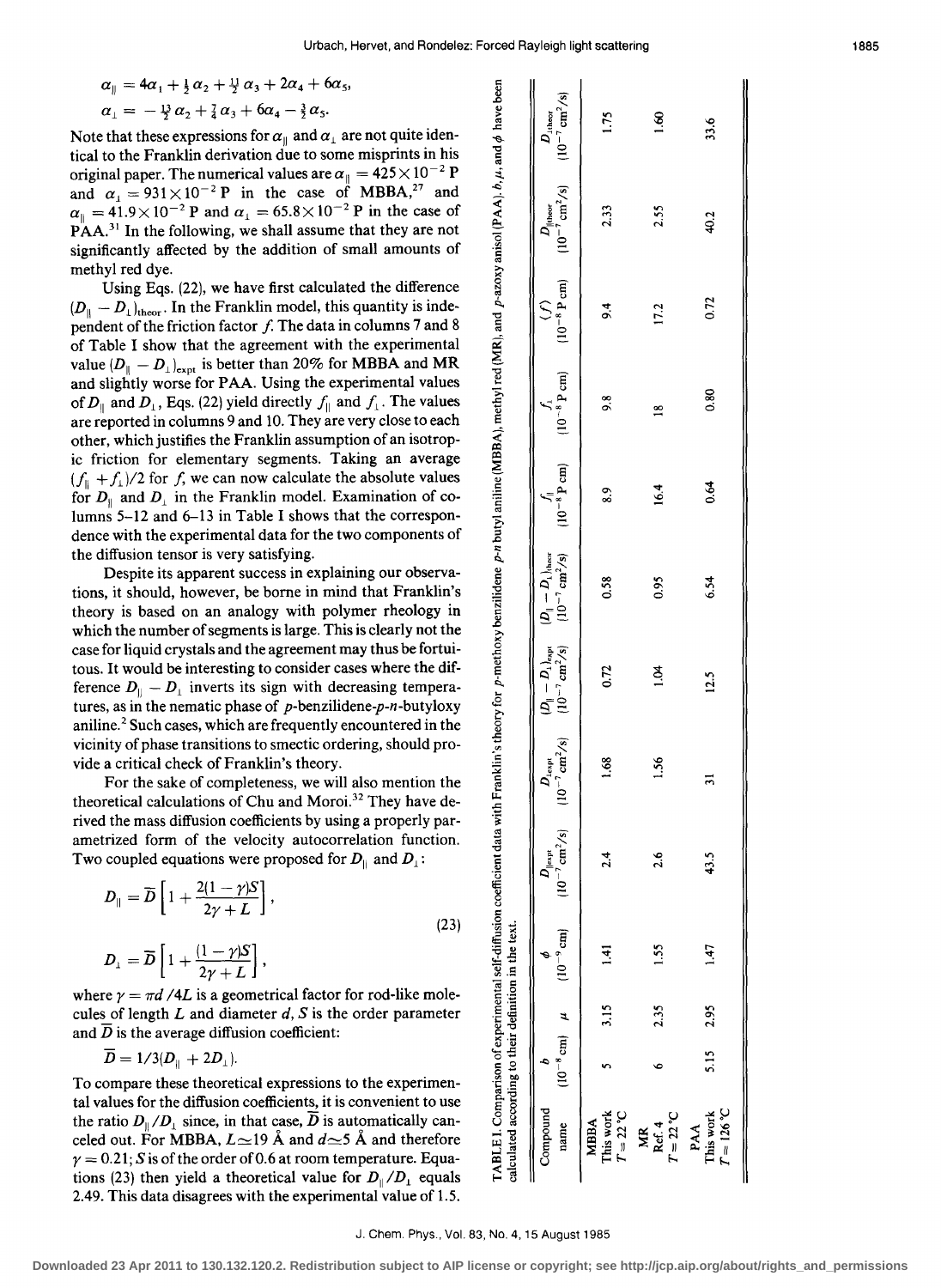$$\alpha_\parallel = 4\alpha_1 + \tfrac{1}{2}\alpha_2 + \tfrac{11}{2}\alpha_3 + 2\alpha_4 + 6\alpha_5,$$

$$\alpha_\perp = -\tfrac{13}{2}\alpha_2 + \tfrac{7}{4}\alpha_3 + 6\alpha_4 - \tfrac{3}{2}\alpha_5.$$

Note that these expressions for $\alpha_\parallel$ and $\alpha_\perp$ are not quite identical to the Franklin derivation due to some misprints in his original paper. The numerical values are $\alpha_\parallel = 425\times10^{-2}$ P and $\alpha_\perp = 931\times10^{-2}$ P in the case of MBBA,[27] and $\alpha_\parallel = 41.9\times10^{-2}$ P and $\alpha_\perp = 65.8\times10^{-2}$ P in the case of PAA.[31] In the following, we shall assume that they are not significantly affected by the addition of small amounts of methyl red dye.

Using Eqs. (22), we have first calculated the difference $(D_\parallel - D_\perp)_{\text{theor}}$. In the Franklin model, this quantity is independent of the friction factor $f$. The data in columns 7 and 8 of Table I show that the agreement with the experimental value $(D_\parallel - D_\perp)_{\text{expt}}$ is better than 20% for MBBA and MR and slightly worse for PAA. Using the experimental values of $D_\parallel$ and $D_\perp$, Eqs. (22) yield directly $f_\parallel$ and $f_\perp$. The values are reported in columns 9 and 10. They are very close to each other, which justifies the Franklin assumption of an isotropic friction for elementary segments. Taking an average $(f_\parallel + f_\perp)/2$ for $f$, we can now calculate the absolute values for $D_\parallel$ and $D_\perp$ in the Franklin model. Examination of columns 5–12 and 6–13 in Table I shows that the correspondence with the experimental data for the two components of the diffusion tensor is very satisfying.

Despite its apparent success in explaining our observations, it should, however, be borne in mind that Franklin's theory is based on an analogy with polymer rheology in which the number of segments is large. This is clearly not the case for liquid crystals and the agreement may thus be fortuitous. It would be interesting to consider cases where the difference $D_\parallel - D_\perp$ inverts its sign with decreasing temperatures, as in the nematic phase of *p*-benzilidene-*p*-*n*-butyloxy aniline.[2] Such cases, which are frequently encountered in the vicinity of phase transitions to smectic ordering, should provide a critical check of Franklin's theory.

For the sake of completeness, we will also mention the theoretical calculations of Chu and Moroi.[32] They have derived the mass diffusion coefficients by using a properly parametrized form of the velocity autocorrelation function. Two coupled equations were proposed for $D_\parallel$ and $D_\perp$:

$$D_\parallel = \overline{D}\left[1 + \frac{2(1-\gamma)S}{2\gamma + L}\right],$$

$$D_\perp = \overline{D}\left[1 + \frac{(1-\gamma)S}{2\gamma + L}\right], \tag{23}$$

where $\gamma = \pi d/4L$ is a geometrical factor for rod-like molecules of length $L$ and diameter $d$, $S$ is the order parameter and $\overline{D}$ is the average diffusion coefficient:

$$\overline{D} = 1/3(D_\parallel + 2D_\perp).$$

To compare these theoretical expressions to the experimental values for the diffusion coefficients, it is convenient to use the ratio $D_\parallel/D_\perp$ since, in that case, $\overline{D}$ is automatically canceled out. For MBBA, $L \simeq 19$ Å and $d \simeq 5$ Å and therefore $\gamma = 0.21$; $S$ is of the order of 0.6 at room temperature. Equations (23) then yield a theoretical value for $D_\parallel/D_\perp$ equals 2.49. This data disagrees with the experimental value of 1.5.

TABLE I. Comparison of experimental self-diffusion coefficient data with Franklin's theory for *p*-methoxy benzilidene *p*-*n* butyl aniline (MBBA), methyl red (MR), and *p*-azoxy anisol (PAA). $b$, $\mu$, and $\phi$ have been calculated according to their definition in the text.

| Compound name | $b$ ($10^{-8}$ cm) | $\mu$ | $\phi$ ($10^{-9}$ cm) | $D_{\parallel\text{expt}}$ ($10^{-7}$ cm²/s) | $D_{\perp\text{expt}}$ ($10^{-7}$ cm²/s) | $(D_\parallel - D_\perp)_{\text{expt}}$ ($10^{-7}$ cm²/s) | $(D_\parallel - D_\perp)_{\text{theor}}$ ($10^{-7}$ cm²/s) | $f_\parallel$ ($10^{-8}$ P cm) | $f_\perp$ ($10^{-8}$ P cm) | $\langle f \rangle$ ($10^{-8}$ P cm) | $D_{\parallel\text{theor}}$ ($10^{-7}$ cm²/s) | $D_{\perp\text{theor}}$ ($10^{-7}$ cm²/s) |
|---|---|---|---|---|---|---|---|---|---|---|---|---|
| MBBA This work $T = 22$ °C | 5 | 3.15 | 1.41 | 2.4 | 1.68 | 0.72 | 0.58 | 8.9 | 9.8 | 9.4 | 2.33 | 1.75 |
| MR Ref. 4 $T = 22$ °C | 6 | 2.35 | 1.55 | 2.6 | 1.56 | 1.04 | 0.95 | 16.4 | 18 | 17.2 | 2.55 | 1.60 |
| PAA This work $T = 126$ °C | 5.15 | 2.95 | 1.47 | 43.5 | 31 | 12.5 | 6.54 | 0.64 | 0.80 | 0.72 | 40.2 | 33.6 |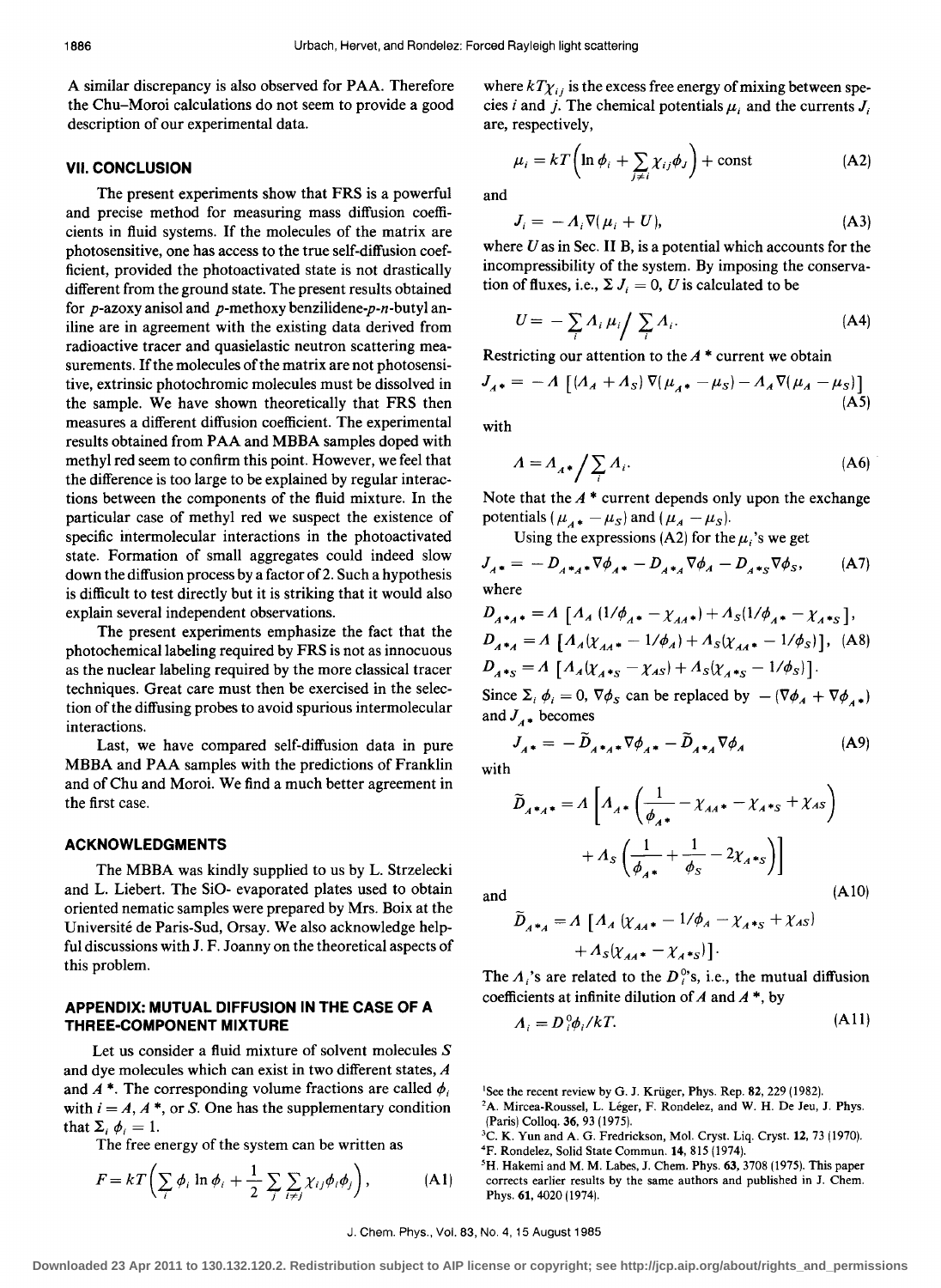A similar discrepancy is also observed for PAA. Therefore the Chu–Moroi calculations do not seem to provide a good description of our experimental data.

## VII. CONCLUSION

The present experiments show that FRS is a powerful and precise method for measuring mass diffusion coefficients in fluid systems. If the molecules of the matrix are photosensitive, one has access to the true self-diffusion coefficient, provided the photoactivated state is not drastically different from the ground state. The present results obtained for *p*-azoxy anisol and *p*-methoxy benzilidene-*p*-*n*-butyl aniline are in agreement with the existing data derived from radioactive tracer and quasielastic neutron scattering measurements. If the molecules of the matrix are not photosensitive, extrinsic photochromic molecules must be dissolved in the sample. We have shown theoretically that FRS then measures a different diffusion coefficient. The experimental results obtained from PAA and MBBA samples doped with methyl red seem to confirm this point. However, we feel that the difference is too large to be explained by regular interactions between the components of the fluid mixture. In the particular case of methyl red we suspect the existence of specific intermolecular interactions in the photoactivated state. Formation of small aggregates could indeed slow down the diffusion process by a factor of 2. Such a hypothesis is difficult to test directly but it is striking that it would also explain several independent observations.

The present experiments emphasize the fact that the photochemical labeling required by FRS is not as innocuous as the nuclear labeling required by the more classical tracer techniques. Great care must then be exercised in the selection of the diffusing probes to avoid spurious intermolecular interactions.

Last, we have compared self-diffusion data in pure MBBA and PAA samples with the predictions of Franklin and of Chu and Moroi. We find a much better agreement in the first case.

## ACKNOWLEDGMENTS

The MBBA was kindly supplied to us by L. Strzelecki and L. Liebert. The SiO- evaporated plates used to obtain oriented nematic samples were prepared by Mrs. Boix at the Université de Paris-Sud, Orsay. We also acknowledge helpful discussions with J. F. Joanny on the theoretical aspects of this problem.

## APPENDIX: MUTUAL DIFFUSION IN THE CASE OF A THREE-COMPONENT MIXTURE

Let us consider a fluid mixture of solvent molecules $S$ and dye molecules which can exist in two different states, $A$ and $A^*$. The corresponding volume fractions are called $\phi_i$ with $i = A, A^*$, or $S$. One has the supplementary condition that $\Sigma_i \phi_i = 1$.

The free energy of the system can be written as

$$F = kT\left(\sum_i \phi_i \ln \phi_i + \frac{1}{2}\sum_j \sum_{i\neq j} \chi_{ij}\phi_i\phi_j\right), \tag{A1}$$

where $kT\chi_{ij}$ is the excess free energy of mixing between species $i$ and $j$. The chemical potentials $\mu_i$ and the currents $J_i$ are, respectively,

$$\mu_i = kT\left(\ln \phi_i + \sum_{j\neq i} \chi_{ij}\phi_J\right) + \text{const} \tag{A2}$$

and

$$J_i = -\Lambda_i \nabla(\mu_i + U), \tag{A3}$$

where $U$ as in Sec. II B, is a potential which accounts for the incompressibility of the system. By imposing the conservation of fluxes, i.e., $\Sigma J_i = 0$, $U$ is calculated to be

$$U = -\sum_i \Lambda_i \mu_i \Big/ \sum_i \Lambda_i. \tag{A4}$$

Restricting our attention to the $A^*$ current we obtain

$$J_{A^*} = -\Lambda\left[(\Lambda_A + \Lambda_S)\nabla(\mu_{A^*} - \mu_S) - \Lambda_A \nabla(\mu_A - \mu_S)\right] \tag{A5}$$

with

$$\Lambda = \Lambda_{A^*} \Big/ \sum_i \Lambda_i. \tag{A6}$$

Note that the $A^*$ current depends only upon the exchange potentials $(\mu_{A^*} - \mu_S)$ and $(\mu_A - \mu_S)$.

Using the expressions (A2) for the $\mu_i$'s we get

$$J_{A^*} = -D_{A^*A^*}\nabla\phi_{A^*} - D_{A^*A}\nabla\phi_A - D_{A^*S}\nabla\phi_S, \tag{A7}$$

where

$$\begin{aligned}
D_{A^*A^*} &= \Lambda\left[\Lambda_A(1/\phi_{A^*} - \chi_{AA^*}) + \Lambda_S(1/\phi_{A^*} - \chi_{A^*S})\right],\\
D_{A^*A} &= \Lambda\left[\Lambda_A(\chi_{AA^*} - 1/\phi_A) + \Lambda_S(\chi_{AA^*} - 1/\phi_S)\right],\\
D_{A^*S} &= \Lambda\left[\Lambda_A(\chi_{A^*S} - \chi_{AS}) + \Lambda_S(\chi_{A^*S} - 1/\phi_S)\right].
\end{aligned} \tag{A8}$$

Since $\Sigma_i \phi_i = 0$, $\nabla\phi_S$ can be replaced by $-(\nabla\phi_A + \nabla\phi_{A^*})$ and $J_{A^*}$ becomes

$$J_{A^*} = -\widetilde{D}_{A^*A^*}\nabla\phi_{A^*} - \widetilde{D}_{A^*A}\nabla\phi_A \tag{A9}$$

with

$$\widetilde{D}_{A^*A^*} = \Lambda\left[\Lambda_{A^*}\left(\frac{1}{\phi_{A^*}} - \chi_{AA^*} - \chi_{A^*S} + \chi_{AS}\right) + \Lambda_S\left(\frac{1}{\phi_{A^*}} + \frac{1}{\phi_S} - 2\chi_{A^*S}\right)\right]$$

and

$$\widetilde{D}_{A^*A} = \Lambda\left[\Lambda_A(\chi_{AA^*} - 1/\phi_A - \chi_{A^*S} + \chi_{AS}) + \Lambda_S(\chi_{AA^*} - \chi_{A^*S})\right]. \tag{A10}$$

The $\Lambda_i$'s are related to the $D_i^0$'s, i.e., the mutual diffusion coefficients at infinite dilution of $A$ and $A^*$, by

$$\Lambda_i = D_i^0 \phi_i / kT. \tag{A11}$$

---

[1] See the recent review by G. J. Krüger, Phys. Rep. **82**, 229 (1982).

[2] A. Mircea-Roussel, L. Léger, F. Rondelez, and W. H. De Jeu, J. Phys. (Paris) Colloq. **36**, 93 (1975).

[3] C. K. Yun and A. G. Fredrickson, Mol. Cryst. Liq. Cryst. **12**, 73 (1970).

[4] F. Rondelez, Solid State Commun. **14**, 815 (1974).

[5] H. Hakemi and M. M. Labes, J. Chem. Phys. **63**, 3708 (1975). This paper corrects earlier results by the same authors and published in J. Chem. Phys. **61**, 4020 (1974).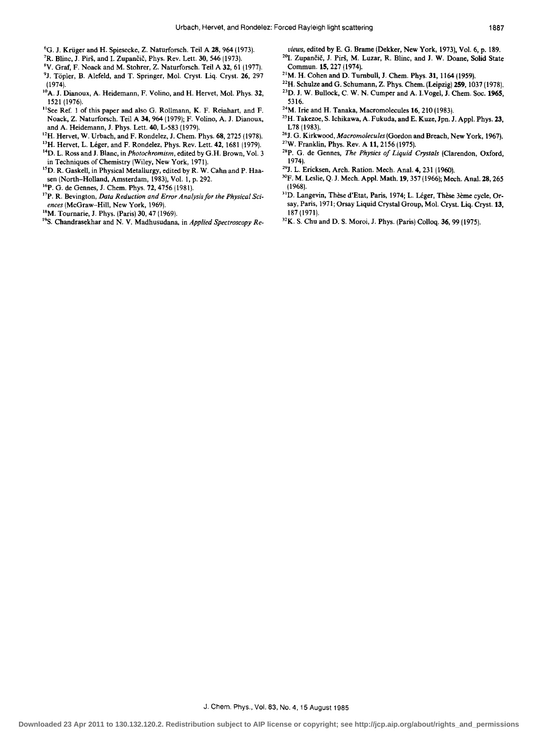[6]G. J. Krüger and H. Spiesecke, Z. Naturforsch. Teil A **28**, 964 (1973).

[7]R. Blinc, J. Pirš, and I. Zupančič, Phys. Rev. Lett. **30**, 546 (1973).

[8]V. Graf, F. Noack and M. Stohrer, Z. Naturforsch. Teil A **32**, 61 (1977).

[9]J. Töpler, B. Alefeld, and T. Springer, Mol. Cryst. Liq. Cryst. **26**, 297 (1974).

[10]A. J. Dianoux, A. Heidemann, F. Volino, and H. Hervet, Mol. Phys. **32**, 1521 (1976).

[11]See Ref. 1 of this paper and also G. Rollmann, K. F. Reinhart, and F. Noack, Z. Naturforsch. Teil A **34**, 964 (1979); F. Volino, A. J. Dianoux, and A. Heidemann, J. Phys. Lett. **40**, L-583 (1979).

[12]H. Hervet, W. Urbach, and F. Rondelez, J. Chem. Phys. **68**, 2725 (1978).

[13]H. Hervet, L. Léger, and F. Rondelez, Phys. Rev. Lett. **42**, 1681 (1979).

[14]D. L. Ross and J. Blanc, in *Photochromism*, edited by G.H. Brown, Vol. 3 in Techniques of Chemistry (Wiley, New York, 1971).

[15]D. R. Gaskell, in Physical Metallurgy, edited by R. W. Cahn and P. Haasen (North–Holland, Amsterdam, 1983), Vol. 1, p. 292.

[16]P. G. de Gennes, J. Chem. Phys. **72**, 4756 (1981).

[17]P. R. Bevington, *Data Reduction and Error Analysis for the Physical Sciences* (McGraw–Hill, New York, 1969).

[18]M. Tournarie, J. Phys. (Paris) **30**, 47 (1969).

[19]S. Chandrasekhar and N. V. Madhusudana, in *Applied Spectroscopy Reviews*, edited by E. G. Brame (Dekker, New York, 1973), Vol. 6, p. 189.

[20]I. Zupančič, J. Pirš, M. Luzar, R. Blinc, and J. W. Doane, Solid State Commun. **15**, 227 (1974).

[21]M. H. Cohen and D. Turnbull, J. Chem. Phys. **31**, 1164 (1959).

[22]H. Schulze and G. Schumann, Z. Phys. Chem. (Leipzig) **259**, 1037 (1978).

[23]D. J. W. Bullock, C. W. N. Cumper and A. I. Vogel, J. Chem. Soc. **1965**, 5316.

[24]M. Irie and H. Tanaka, Macromolecules **16**, 210 (1983).

[25]H. Takezoe, S. Ichikawa, A. Fukuda, and E. Kuze, Jpn. J. Appl. Phys. **23**, L78 (1983).

[26]J. G. Kirkwood, *Macromolecules* (Gordon and Breach, New York, 1967).

[27]W. Franklin, Phys. Rev. A **11**, 2156 (1975).

[28]P. G. de Gennes, *The Physics of Liquid Crystals* (Clarendon, Oxford, 1974).

[29]J. L. Ericksen, Arch. Ration. Mech. Anal. **4**, 231 (1960).

[30]F. M. Leslie, Q. J. Mech. Appl. Math. **19**, 357 (1966); Mech. Anal. **28**, 265 (1968).

[31]D. Langevin, Thèse d'Etat, Paris, 1974; L. Léger, Thèse 3ème cycle, Orsay, Paris, 1971; Orsay Liquid Crystal Group, Mol. Cryst. Liq. Cryst. **13**, 187 (1971).

[32]K. S. Chu and D. S. Moroi, J. Phys. (Paris) Colloq. **36**, 99 (1975).